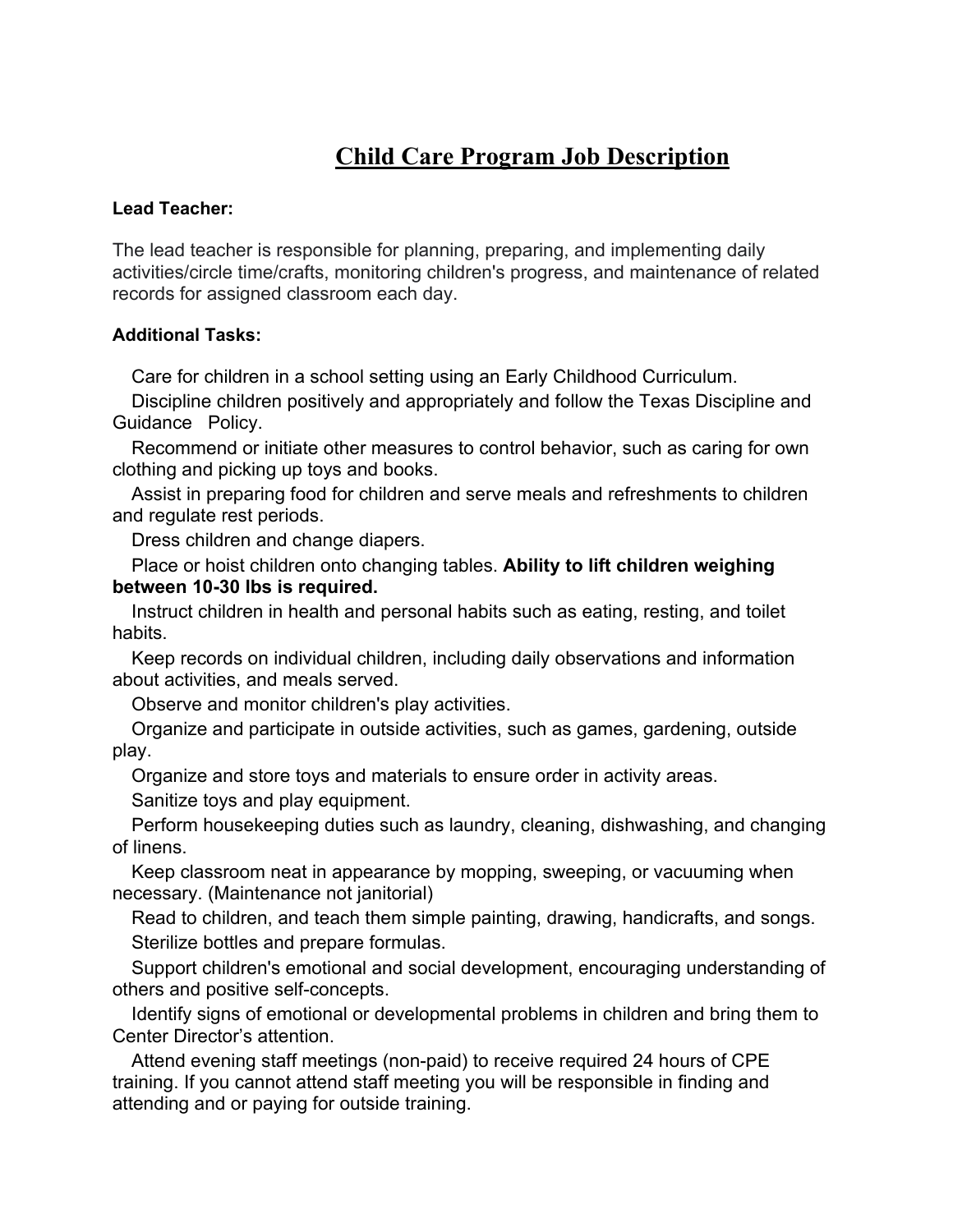# Child Care Program Job Description

**Lead Teacher:**

The lead teacher is responsible for planning, preparing, and implementing daily activities/circle time/crafts, monitoring children's progress, and maintenance of related records for assigned classroom each day.

**Additional Tasks:**

- Care for children in a school setting using an Early Childhood Curriculum.
- Discipline children positively and appropriately and follow the Texas Discipline and Guidance Policy.
- Recommend or initiate other measures to control behavior, such as caring for own clothing and picking up toys and books.
- Assist in preparing food for children and serve meals and refreshments to children and regulate rest periods.
- Dress children and change diapers.
- Place or hoist children onto changing tables. **Ability to lift children weighing between 10-30 lbs is required.**
- Instruct children in health and personal habits such as eating, resting, and toilet habits.
- Keep records on individual children, including daily observations and information about activities, and meals served.
- Observe and monitor children's play activities.
- Organize and participate in outside activities, such as games, gardening, outside play.
- Organize and store toys and materials to ensure order in activity areas.
- Sanitize toys and play equipment.
- Perform housekeeping duties such as laundry, cleaning, dishwashing, and changing of linens.
- Keep classroom neat in appearance by mopping, sweeping, or vacuuming when necessary. (Maintenance not janitorial)
- Read to children, and teach them simple painting, drawing, handicrafts, and songs.
- Sterilize bottles and prepare formulas.
- Support children's emotional and social development, encouraging understanding of others and positive self-concepts.
- Identify signs of emotional or developmental problems in children and bring them to Center Director's attention.
- Attend evening staff meetings (non-paid) to receive required 24 hours of CPE training. If you cannot attend staff meeting you will be responsible in finding and attending and or paying for outside training.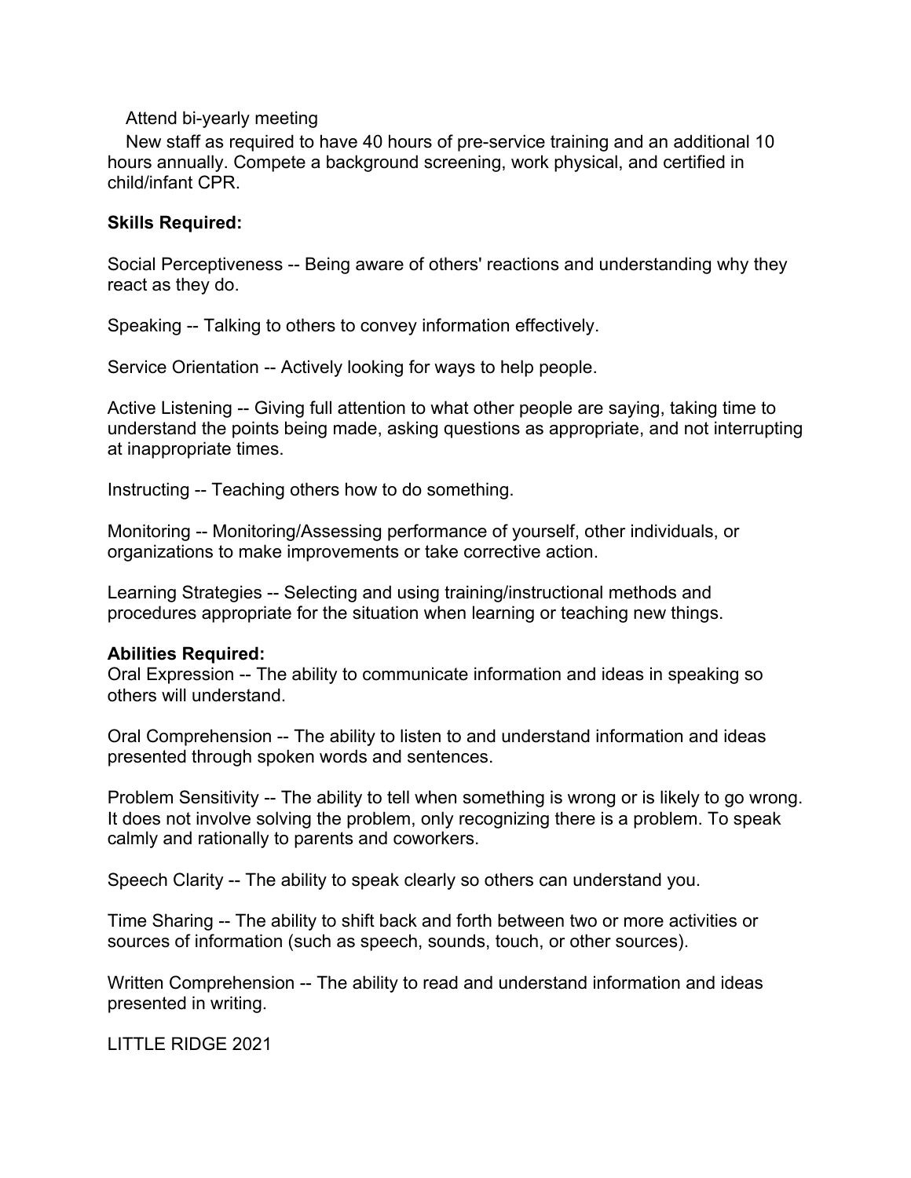Attend bi-yearly meeting

New staff as required to have 40 hours of pre-service training and an additional 10 hours annually. Compete a background screening, work physical, and certified in child/infant CPR.

**Skills Required:**

Social Perceptiveness -- Being aware of others' reactions and understanding why they react as they do.

Speaking -- Talking to others to convey information effectively.

Service Orientation -- Actively looking for ways to help people.

Active Listening -- Giving full attention to what other people are saying, taking time to understand the points being made, asking questions as appropriate, and not interrupting at inappropriate times.

Instructing -- Teaching others how to do something.

Monitoring -- Monitoring/Assessing performance of yourself, other individuals, or organizations to make improvements or take corrective action.

Learning Strategies -- Selecting and using training/instructional methods and procedures appropriate for the situation when learning or teaching new things.

**Abilities Required:**

Oral Expression -- The ability to communicate information and ideas in speaking so others will understand.

Oral Comprehension -- The ability to listen to and understand information and ideas presented through spoken words and sentences.

Problem Sensitivity -- The ability to tell when something is wrong or is likely to go wrong. It does not involve solving the problem, only recognizing there is a problem. To speak calmly and rationally to parents and coworkers.

Speech Clarity -- The ability to speak clearly so others can understand you.

Time Sharing -- The ability to shift back and forth between two or more activities or sources of information (such as speech, sounds, touch, or other sources).

Written Comprehension -- The ability to read and understand information and ideas presented in writing.

LITTLE RIDGE 2021